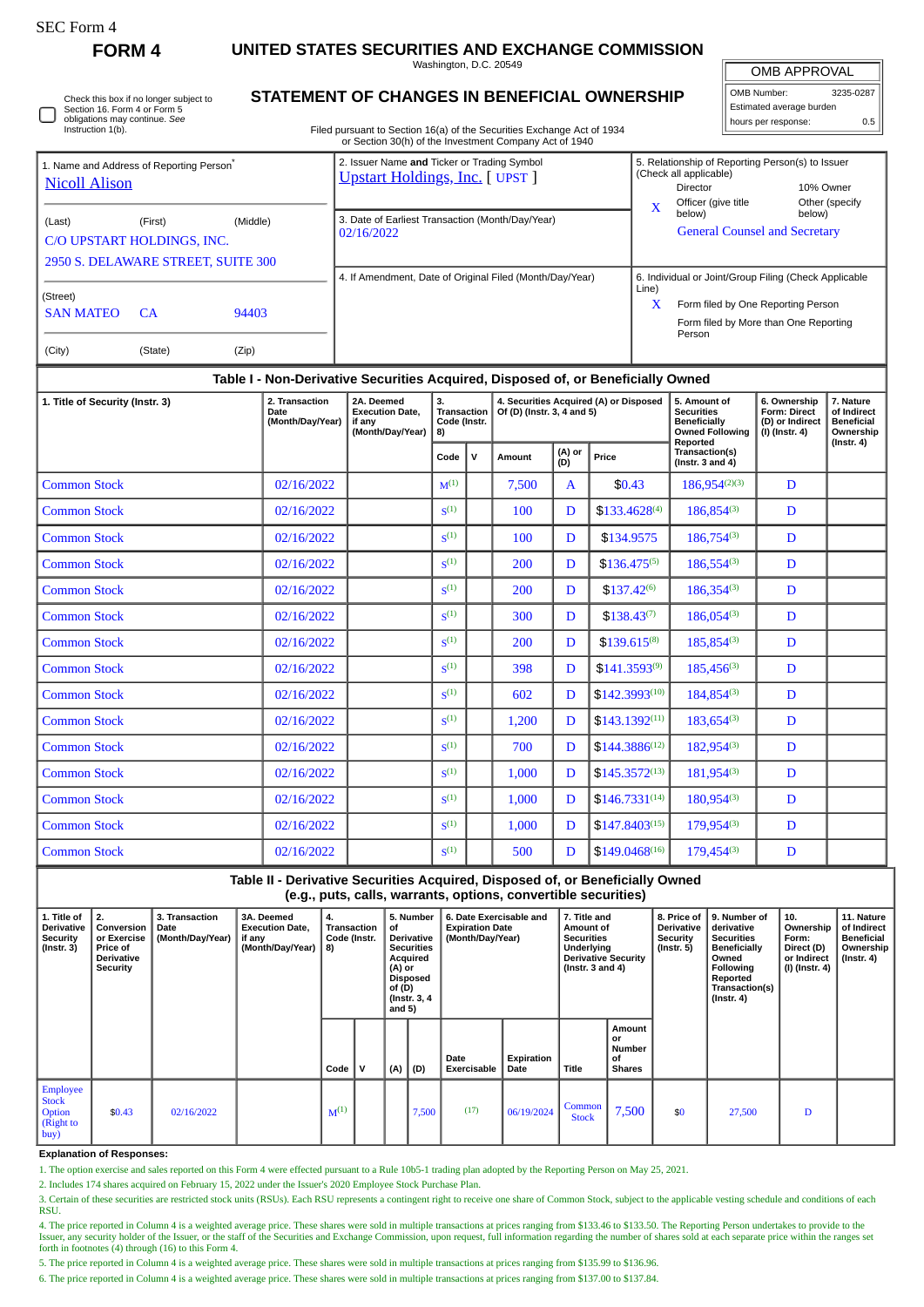SEC Form 4

# FORM 4

## UNITED STATES SECURITIES AND EXCHANGE COMMISSION

Washington, D.C. 20549

## STATEMENT OF CHANGES IN BENEFICIAL OWNERSHIP

Filed pursuant to Section 16(a) of the Securities Exchange Act of 1934 or Section 30(h) of the Investment Company Act of 1940

| OMB APPROVAL | |
|---|---|
| OMB Number: | 3235-0287 |
| Estimated average burden | |
| hours per response: | 0.5 |

☐ Check this box if no longer subject to Section 16. Form 4 or Form 5 obligations may continue. *See* Instruction 1(b).

1. Name and Address of Reporting Person*
Nicoll Alison

(Last) (First) (Middle)
C/O UPSTART HOLDINGS, INC.
2950 S. DELAWARE STREET, SUITE 300

(Street)
SAN MATEO CA 94403

(City) (State) (Zip)

2. Issuer Name **and** Ticker or Trading Symbol
Upstart Holdings, Inc. [ UPST ]

3. Date of Earliest Transaction (Month/Day/Year)
02/16/2022

4. If Amendment, Date of Original Filed (Month/Day/Year)

5. Relationship of Reporting Person(s) to Issuer (Check all applicable)
Director
10% Owner
X Officer (give title below)
Other (specify below)
General Counsel and Secretary

6. Individual or Joint/Group Filing (Check Applicable Line)
X Form filed by One Reporting Person
Form filed by More than One Reporting Person

### Table I - Non-Derivative Securities Acquired, Disposed of, or Beneficially Owned

| 1. Title of Security (Instr. 3) | 2. Transaction Date (Month/Day/Year) | 2A. Deemed Execution Date, if any (Month/Day/Year) | 3. Transaction Code (Instr. 8) | | 4. Securities Acquired (A) or Disposed Of (D) (Instr. 3, 4 and 5) | | | 5. Amount of Securities Beneficially Owned Following Reported Transaction(s) (Instr. 3 and 4) | 6. Ownership Form: Direct (D) or Indirect (I) (Instr. 4) | 7. Nature of Indirect Beneficial Ownership (Instr. 4) |
|---|---|---|---|---|---|---|---|---|---|---|
| | | | Code | V | Amount | (A) or (D) | Price | | | |
| Common Stock | 02/16/2022 | | M[1] | | 7,500 | A | $0.43 | 186,954[2][3] | D | |
| Common Stock | 02/16/2022 | | S[1] | | 100 | D | $133.4628[4] | 186,854[3] | D | |
| Common Stock | 02/16/2022 | | S[1] | | 100 | D | $134.9575 | 186,754[3] | D | |
| Common Stock | 02/16/2022 | | S[1] | | 200 | D | $136.475[5] | 186,554[3] | D | |
| Common Stock | 02/16/2022 | | S[1] | | 200 | D | $137.42[6] | 186,354[3] | D | |
| Common Stock | 02/16/2022 | | S[1] | | 300 | D | $138.43[7] | 186,054[3] | D | |
| Common Stock | 02/16/2022 | | S[1] | | 200 | D | $139.615[8] | 185,854[3] | D | |
| Common Stock | 02/16/2022 | | S[1] | | 398 | D | $141.3593[9] | 185,456[3] | D | |
| Common Stock | 02/16/2022 | | S[1] | | 602 | D | $142.3993[10] | 184,854[3] | D | |
| Common Stock | 02/16/2022 | | S[1] | | 1,200 | D | $143.1392[11] | 183,654[3] | D | |
| Common Stock | 02/16/2022 | | S[1] | | 700 | D | $144.3886[12] | 182,954[3] | D | |
| Common Stock | 02/16/2022 | | S[1] | | 1,000 | D | $145.3572[13] | 181,954[3] | D | |
| Common Stock | 02/16/2022 | | S[1] | | 1,000 | D | $146.7331[14] | 180,954[3] | D | |
| Common Stock | 02/16/2022 | | S[1] | | 1,000 | D | $147.8403[15] | 179,954[3] | D | |
| Common Stock | 02/16/2022 | | S[1] | | 500 | D | $149.0468[16] | 179,454[3] | D | |

### Table II - Derivative Securities Acquired, Disposed of, or Beneficially Owned (e.g., puts, calls, warrants, options, convertible securities)

| 1. Title of Derivative Security (Instr. 3) | 2. Conversion or Exercise Price of Derivative Security | 3. Transaction Date (Month/Day/Year) | 3A. Deemed Execution Date, if any (Month/Day/Year) | 4. Transaction Code (Instr. 8) | | 5. Number of Derivative Securities Acquired (A) or Disposed of (D) (Instr. 3, 4 and 5) | | 6. Date Exercisable and Expiration Date (Month/Day/Year) | | 7. Title and Amount of Securities Underlying Derivative Security (Instr. 3 and 4) | | 8. Price of Derivative Security (Instr. 5) | 9. Number of derivative Securities Beneficially Owned Following Reported Transaction(s) (Instr. 4) | 10. Ownership Form: Direct (D) or Indirect (I) (Instr. 4) | 11. Nature of Indirect Beneficial Ownership (Instr. 4) |
|---|---|---|---|---|---|---|---|---|---|---|---|---|---|---|---|
| | | | | Code | V | (A) | (D) | Date Exercisable | Expiration Date | Title | Amount or Number of Shares | | | | |
| Employee Stock Option (Right to buy) | $0.43 | 02/16/2022 | | M[1] | | | 7,500 | (17) | 06/19/2024 | Common Stock | 7,500 | $0 | 27,500 | D | |

**Explanation of Responses:**

1. The option exercise and sales reported on this Form 4 were effected pursuant to a Rule 10b5-1 trading plan adopted by the Reporting Person on May 25, 2021.
2. Includes 174 shares acquired on February 15, 2022 under the Issuer's 2020 Employee Stock Purchase Plan.
3. Certain of these securities are restricted stock units (RSUs). Each RSU represents a contingent right to receive one share of Common Stock, subject to the applicable vesting schedule and conditions of each RSU.
4. The price reported in Column 4 is a weighted average price. These shares were sold in multiple transactions at prices ranging from $133.46 to $133.50. The Reporting Person undertakes to provide to the Issuer, any security holder of the Issuer, or the staff of the Securities and Exchange Commission, upon request, full information regarding the number of shares sold at each separate price within the ranges set forth in footnotes (4) through (16) to this Form 4.
5. The price reported in Column 4 is a weighted average price. These shares were sold in multiple transactions at prices ranging from $135.99 to $136.96.
6. The price reported in Column 4 is a weighted average price. These shares were sold in multiple transactions at prices ranging from $137.00 to $137.84.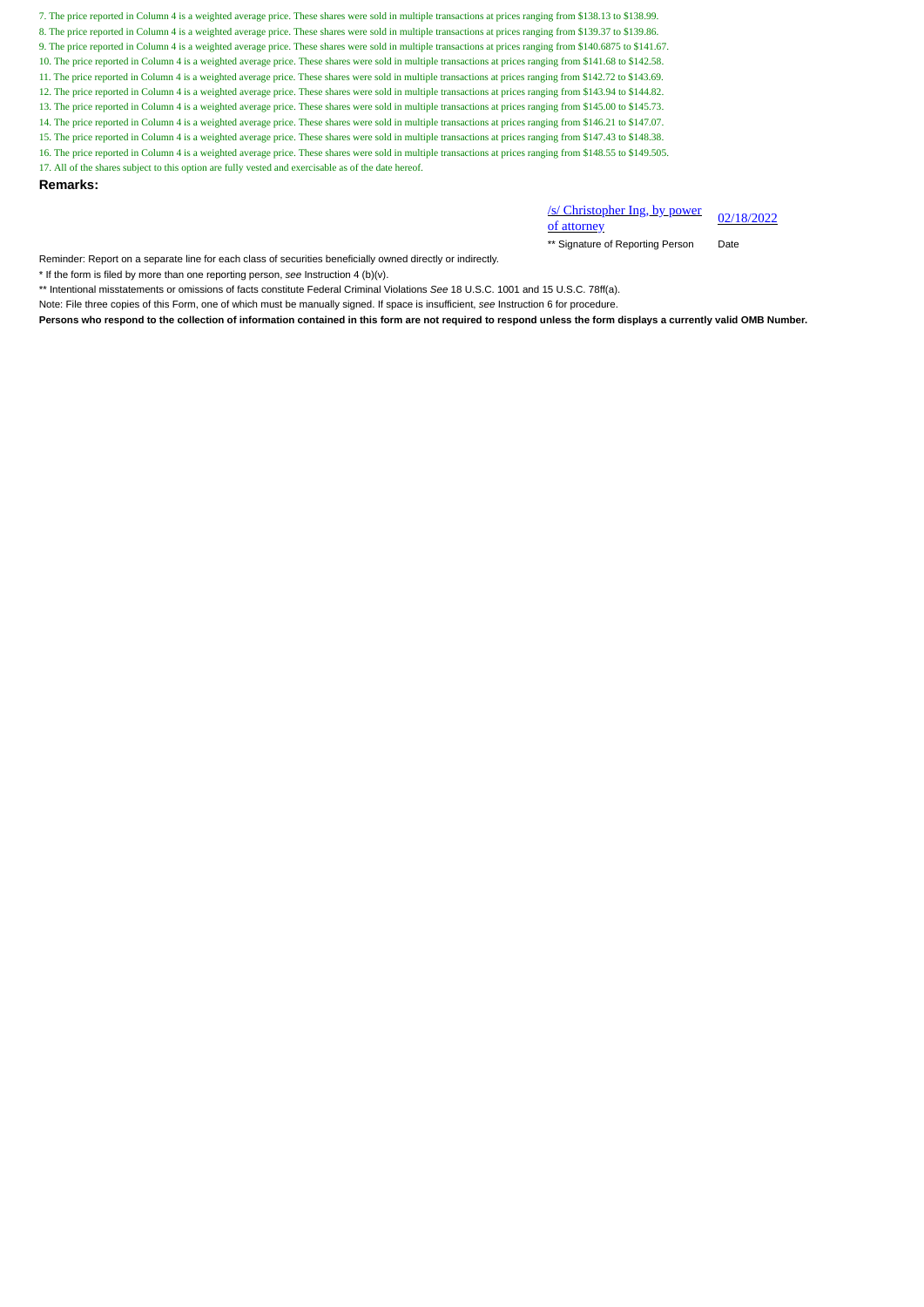7. The price reported in Column 4 is a weighted average price. These shares were sold in multiple transactions at prices ranging from $138.13 to $138.99.

8. The price reported in Column 4 is a weighted average price. These shares were sold in multiple transactions at prices ranging from $139.37 to $139.86.

9. The price reported in Column 4 is a weighted average price. These shares were sold in multiple transactions at prices ranging from $140.6875 to $141.67.

10. The price reported in Column 4 is a weighted average price. These shares were sold in multiple transactions at prices ranging from $141.68 to $142.58.

11. The price reported in Column 4 is a weighted average price. These shares were sold in multiple transactions at prices ranging from $142.72 to $143.69.

12. The price reported in Column 4 is a weighted average price. These shares were sold in multiple transactions at prices ranging from $143.94 to $144.82.

13. The price reported in Column 4 is a weighted average price. These shares were sold in multiple transactions at prices ranging from $145.00 to $145.73.

14. The price reported in Column 4 is a weighted average price. These shares were sold in multiple transactions at prices ranging from $146.21 to $147.07.

15. The price reported in Column 4 is a weighted average price. These shares were sold in multiple transactions at prices ranging from $147.43 to $148.38.

16. The price reported in Column 4 is a weighted average price. These shares were sold in multiple transactions at prices ranging from $148.55 to $149.505.

17. All of the shares subject to this option are fully vested and exercisable as of the date hereof.

**Remarks:**

| | |
|---|---|
| /s/ Christopher Ing, by power of attorney | 02/18/2022 |
| ** Signature of Reporting Person | Date |

Reminder: Report on a separate line for each class of securities beneficially owned directly or indirectly.

* If the form is filed by more than one reporting person, *see* Instruction 4 (b)(v).

** Intentional misstatements or omissions of facts constitute Federal Criminal Violations *See* 18 U.S.C. 1001 and 15 U.S.C. 78ff(a).

Note: File three copies of this Form, one of which must be manually signed. If space is insufficient, *see* Instruction 6 for procedure.

**Persons who respond to the collection of information contained in this form are not required to respond unless the form displays a currently valid OMB Number.**